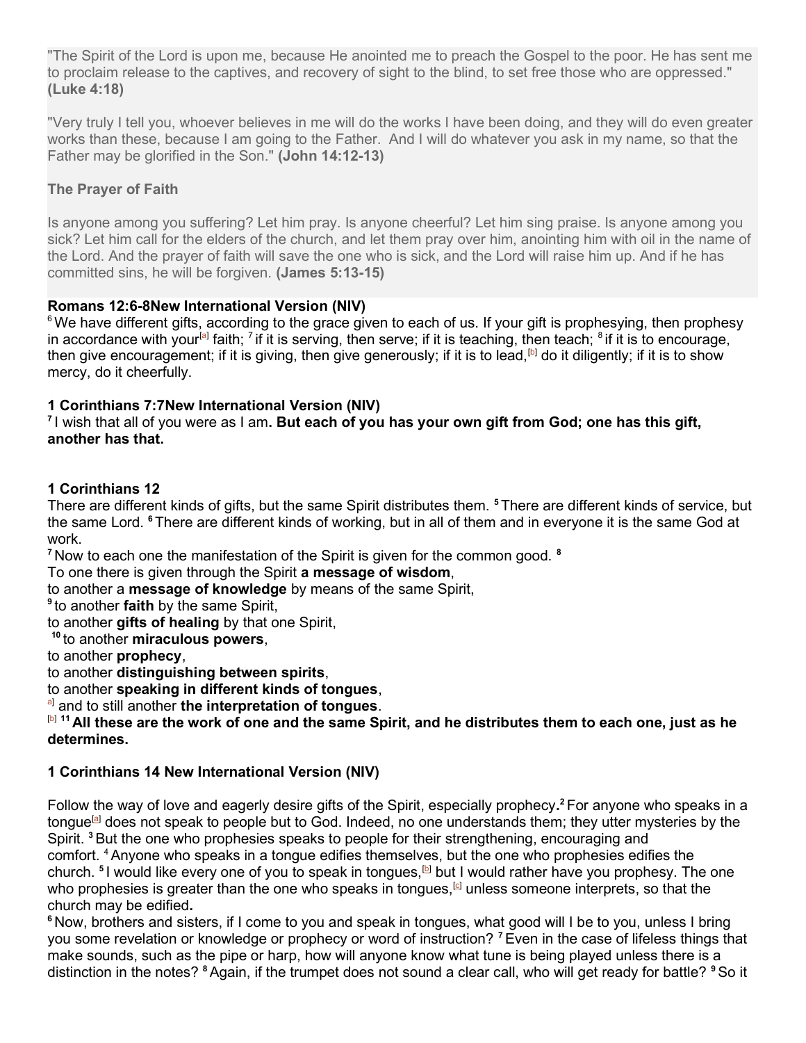"The Spirit of the Lord is upon me, because He anointed me to preach the Gospel to the poor. He has sent me to proclaim release to the captives, and recovery of sight to the blind, to set free those who are oppressed." **(Luke 4:18)**

"Very truly I tell you, whoever believes in me will do the works I have been doing, and they will do even greater works than these, because I am going to the Father. And I will do whatever you ask in my name, so that the Father may be glorified in the Son." **(John 14:12-13)**

**The Prayer of Faith**

Is anyone among you suffering? Let him pray. Is anyone cheerful? Let him sing praise. Is anyone among you sick? Let him call for the elders of the church, and let them pray over him, anointing him with oil in the name of the Lord. And the prayer of faith will save the one who is sick, and the Lord will raise him up. And if he has committed sins, he will be forgiven. **(James 5:13-15)**

**Romans 12:6-8New International Version (NIV)**

[6] We have different gifts, according to the grace given to each of us. If your gift is prophesying, then prophesy in accordance with your[a] faith; [7] if it is serving, then serve; if it is teaching, then teach; [8] if it is to encourage, then give encouragement; if it is giving, then give generously; if it is to lead,[b] do it diligently; if it is to show mercy, do it cheerfully.

**1 Corinthians 7:7New International Version (NIV)**

[7] I wish that all of you were as I am**. But each of you has your own gift from God; one has this gift, another has that.**

**1 Corinthians 12**

There are different kinds of gifts, but the same Spirit distributes them. **[5]** There are different kinds of service, but the same Lord. **[6]** There are different kinds of working, but in all of them and in everyone it is the same God at work.

**[7]** Now to each one the manifestation of the Spirit is given for the common good. **[8]**

To one there is given through the Spirit **a message of wisdom**,

to another a **message of knowledge** by means of the same Spirit,

**[9]** to another **faith** by the same Spirit,

to another **gifts of healing** by that one Spirit,

**[10]** to another **miraculous powers**,

to another **prophecy**,

to another **distinguishing between spirits**,

to another **speaking in different kinds of tongues**,

[a] and to still another **the interpretation of tongues**.

[b] **[11] All these are the work of one and the same Spirit, and he distributes them to each one, just as he determines.**

**1 Corinthians 14 New International Version (NIV)**

Follow the way of love and eagerly desire gifts of the Spirit, especially prophecy**.** **[2]** For anyone who speaks in a tongue[a] does not speak to people but to God. Indeed, no one understands them; they utter mysteries by the Spirit. **[3]** But the one who prophesies speaks to people for their strengthening, encouraging and comfort. [4] Anyone who speaks in a tongue edifies themselves, but the one who prophesies edifies the church. **[5]** I would like every one of you to speak in tongues,[b] but I would rather have you prophesy. The one who prophesies is greater than the one who speaks in tongues,[c] unless someone interprets, so that the church may be edified**.**

**[6]** Now, brothers and sisters, if I come to you and speak in tongues, what good will I be to you, unless I bring you some revelation or knowledge or prophecy or word of instruction? **[7]** Even in the case of lifeless things that make sounds, such as the pipe or harp, how will anyone know what tune is being played unless there is a distinction in the notes? **[8]** Again, if the trumpet does not sound a clear call, who will get ready for battle? **[9]** So it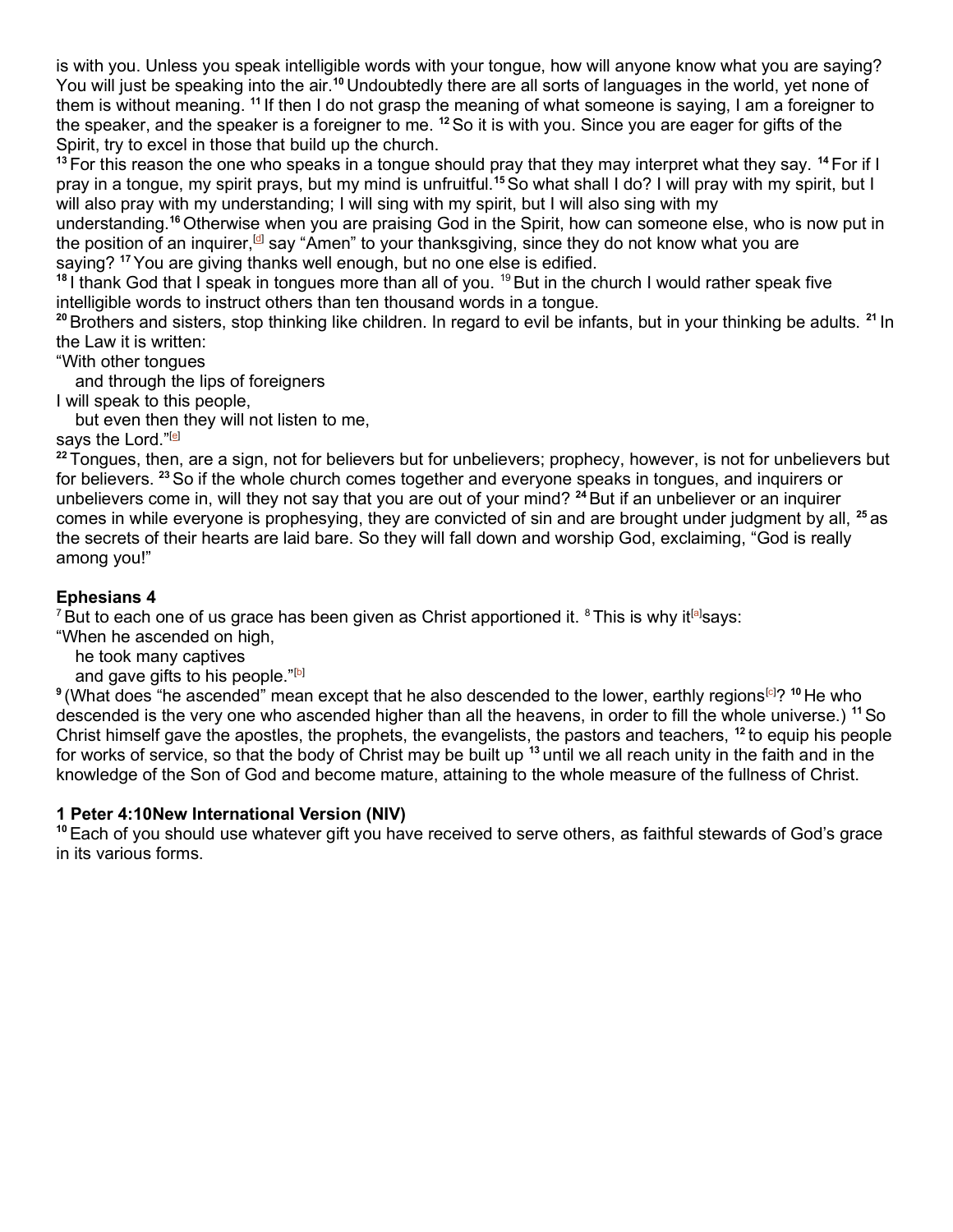is with you. Unless you speak intelligible words with your tongue, how will anyone know what you are saying? You will just be speaking into the air.[10] Undoubtedly there are all sorts of languages in the world, yet none of them is without meaning. [11] If then I do not grasp the meaning of what someone is saying, I am a foreigner to the speaker, and the speaker is a foreigner to me. [12] So it is with you. Since you are eager for gifts of the Spirit, try to excel in those that build up the church.

[13] For this reason the one who speaks in a tongue should pray that they may interpret what they say. [14] For if I pray in a tongue, my spirit prays, but my mind is unfruitful.[15] So what shall I do? I will pray with my spirit, but I will also pray with my understanding; I will sing with my spirit, but I will also sing with my understanding.[16] Otherwise when you are praising God in the Spirit, how can someone else, who is now put in the position of an inquirer,[d] say "Amen" to your thanksgiving, since they do not know what you are saying? [17] You are giving thanks well enough, but no one else is edified.

[18] I thank God that I speak in tongues more than all of you. [19] But in the church I would rather speak five intelligible words to instruct others than ten thousand words in a tongue.

[20] Brothers and sisters, stop thinking like children. In regard to evil be infants, but in your thinking be adults. [21] In the Law it is written:

"With other tongues
  and through the lips of foreigners
I will speak to this people,
  but even then they will not listen to me,
says the Lord."[e]

[22] Tongues, then, are a sign, not for believers but for unbelievers; prophecy, however, is not for unbelievers but for believers. [23] So if the whole church comes together and everyone speaks in tongues, and inquirers or unbelievers come in, will they not say that you are out of your mind? [24] But if an unbeliever or an inquirer comes in while everyone is prophesying, they are convicted of sin and are brought under judgment by all, [25] as the secrets of their hearts are laid bare. So they will fall down and worship God, exclaiming, "God is really among you!"

**Ephesians 4**

[7] But to each one of us grace has been given as Christ apportioned it. [8] This is why it[a] says:

"When he ascended on high,
  he took many captives
  and gave gifts to his people."[b]

[9] (What does "he ascended" mean except that he also descended to the lower, earthly regions[c]? [10] He who descended is the very one who ascended higher than all the heavens, in order to fill the whole universe.) [11] So Christ himself gave the apostles, the prophets, the evangelists, the pastors and teachers, [12] to equip his people for works of service, so that the body of Christ may be built up [13] until we all reach unity in the faith and in the knowledge of the Son of God and become mature, attaining to the whole measure of the fullness of Christ.

**1 Peter 4:10New International Version (NIV)**

[10] Each of you should use whatever gift you have received to serve others, as faithful stewards of God's grace in its various forms.